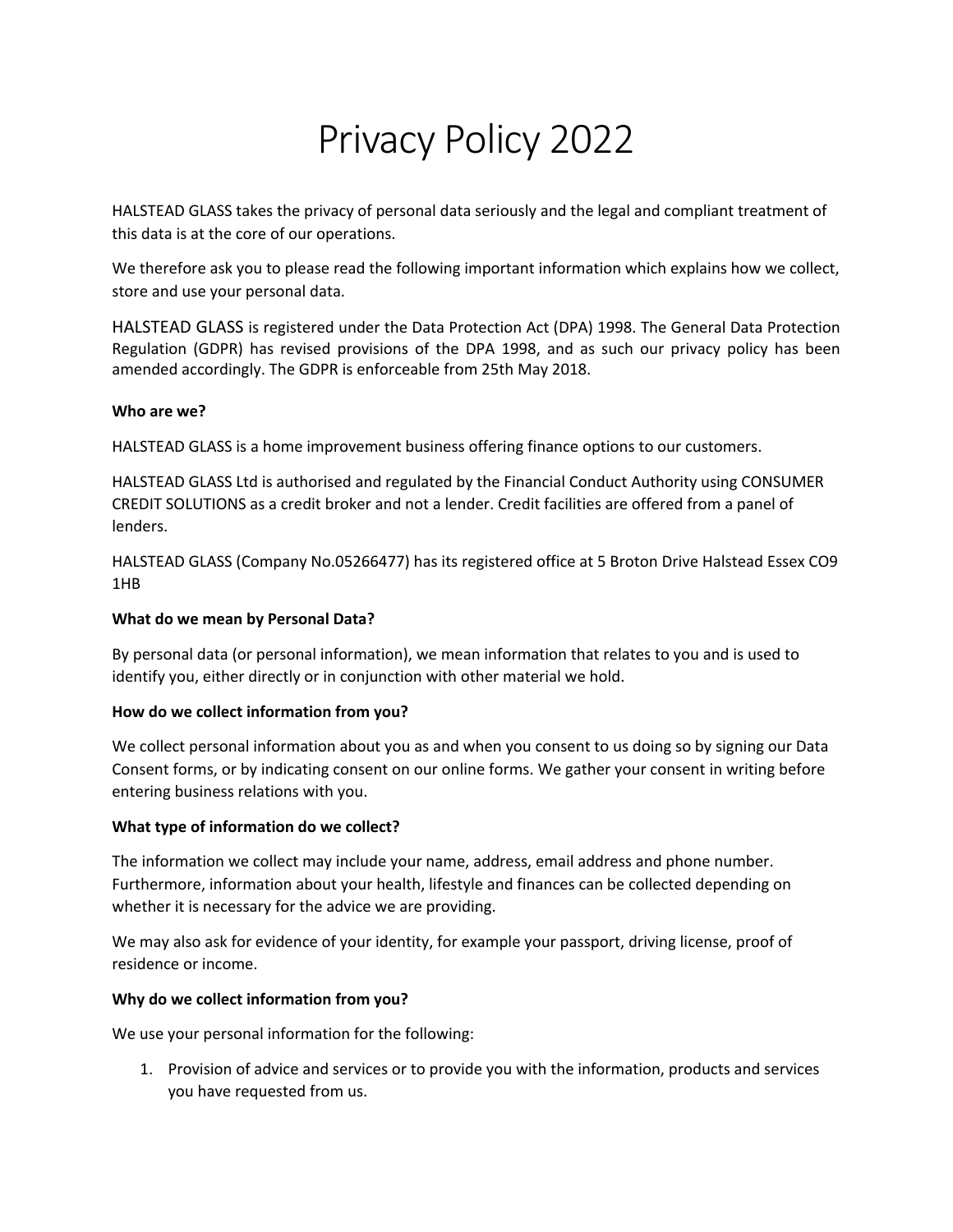# Privacy Policy 2022

HALSTEAD GLASS takes the privacy of personal data seriously and the legal and compliant treatment of this data is at the core of our operations.

We therefore ask you to please read the following important information which explains how we collect, store and use your personal data.

HALSTEAD GLASS is registered under the Data Protection Act (DPA) 1998. The General Data Protection Regulation (GDPR) has revised provisions of the DPA 1998, and as such our privacy policy has been amended accordingly. The GDPR is enforceable from 25th May 2018.

**Who are we?**

HALSTEAD GLASS is a home improvement business offering finance options to our customers.

HALSTEAD GLASS Ltd is authorised and regulated by the Financial Conduct Authority using CONSUMER CREDIT SOLUTIONS as a credit broker and not a lender. Credit facilities are offered from a panel of lenders.

HALSTEAD GLASS (Company No.05266477) has its registered office at 5 Broton Drive Halstead Essex CO9 1HB

**What do we mean by Personal Data?**

By personal data (or personal information), we mean information that relates to you and is used to identify you, either directly or in conjunction with other material we hold.

**How do we collect information from you?**

We collect personal information about you as and when you consent to us doing so by signing our Data Consent forms, or by indicating consent on our online forms. We gather your consent in writing before entering business relations with you.

**What type of information do we collect?**

The information we collect may include your name, address, email address and phone number. Furthermore, information about your health, lifestyle and finances can be collected depending on whether it is necessary for the advice we are providing.

We may also ask for evidence of your identity, for example your passport, driving license, proof of residence or income.

**Why do we collect information from you?**

We use your personal information for the following:

1. Provision of advice and services or to provide you with the information, products and services you have requested from us.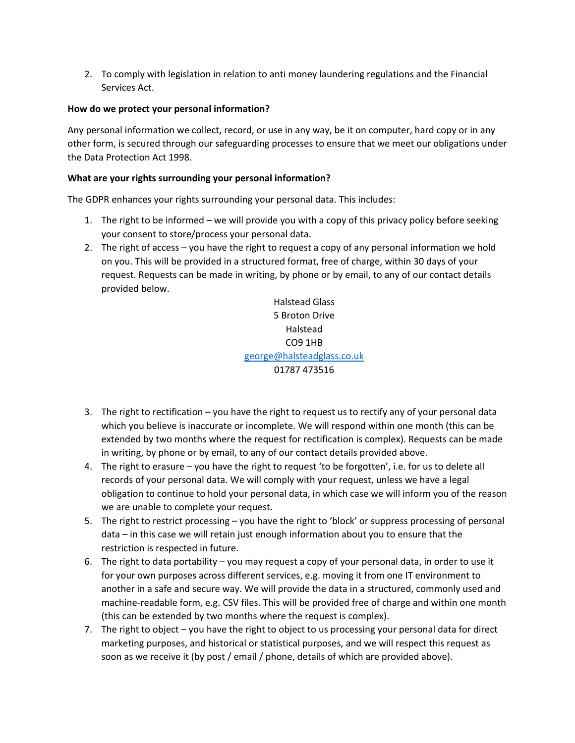2. To comply with legislation in relation to anti money laundering regulations and the Financial Services Act.

**How do we protect your personal information?**

Any personal information we collect, record, or use in any way, be it on computer, hard copy or in any other form, is secured through our safeguarding processes to ensure that we meet our obligations under the Data Protection Act 1998.

**What are your rights surrounding your personal information?**

The GDPR enhances your rights surrounding your personal data. This includes:

1. The right to be informed – we will provide you with a copy of this privacy policy before seeking your consent to store/process your personal data.
2. The right of access – you have the right to request a copy of any personal information we hold on you. This will be provided in a structured format, free of charge, within 30 days of your request. Requests can be made in writing, by phone or by email, to any of our contact details provided below.

   Halstead Glass  
   5 Broton Drive  
   Halstead  
   CO9 1HB  
   george@halsteadglass.co.uk  
   01787 473516

3. The right to rectification – you have the right to request us to rectify any of your personal data which you believe is inaccurate or incomplete. We will respond within one month (this can be extended by two months where the request for rectification is complex). Requests can be made in writing, by phone or by email, to any of our contact details provided above.
4. The right to erasure – you have the right to request 'to be forgotten', i.e. for us to delete all records of your personal data. We will comply with your request, unless we have a legal obligation to continue to hold your personal data, in which case we will inform you of the reason we are unable to complete your request.
5. The right to restrict processing – you have the right to 'block' or suppress processing of personal data – in this case we will retain just enough information about you to ensure that the restriction is respected in future.
6. The right to data portability – you may request a copy of your personal data, in order to use it for your own purposes across different services, e.g. moving it from one IT environment to another in a safe and secure way. We will provide the data in a structured, commonly used and machine-readable form, e.g. CSV files. This will be provided free of charge and within one month (this can be extended by two months where the request is complex).
7. The right to object – you have the right to object to us processing your personal data for direct marketing purposes, and historical or statistical purposes, and we will respect this request as soon as we receive it (by post / email / phone, details of which are provided above).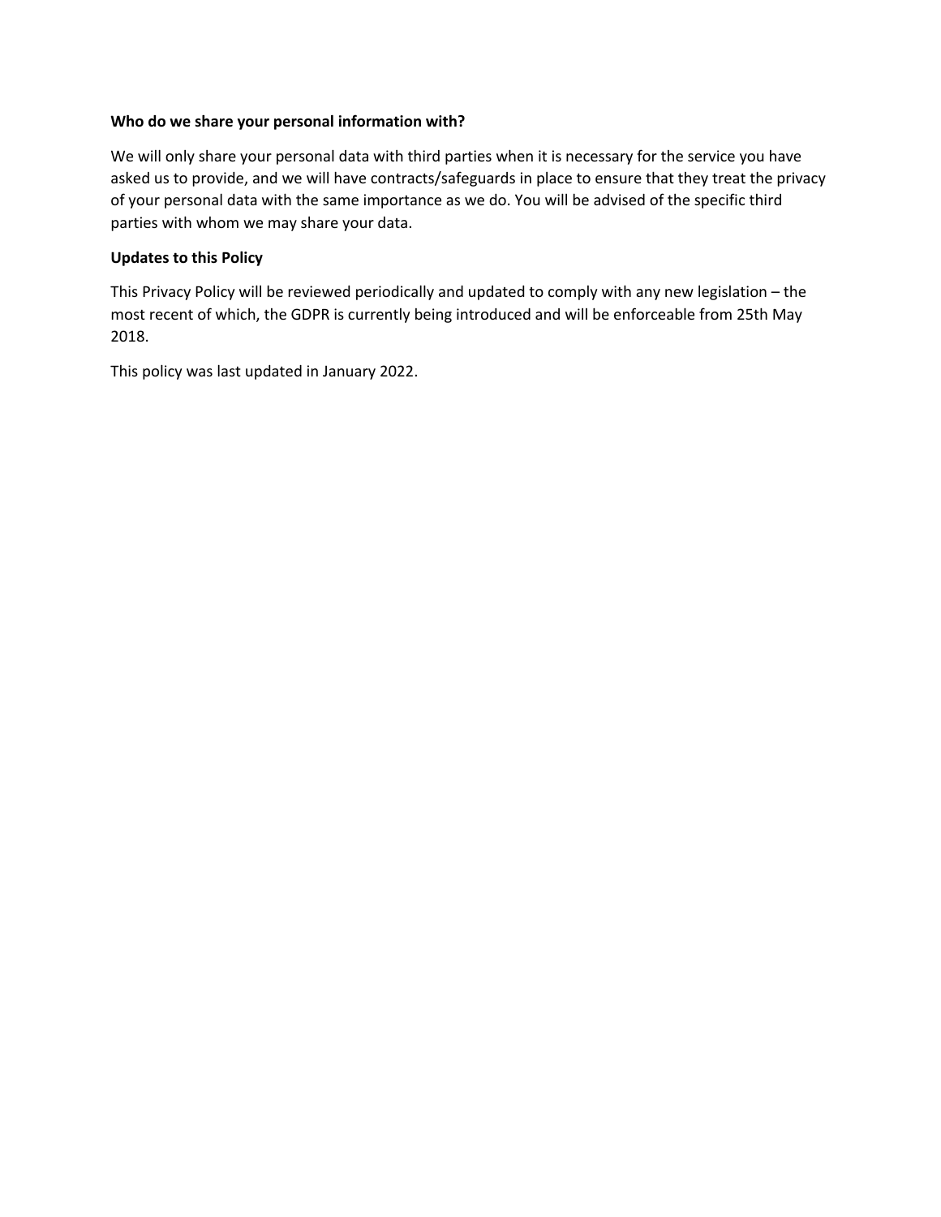**Who do we share your personal information with?**

We will only share your personal data with third parties when it is necessary for the service you have asked us to provide, and we will have contracts/safeguards in place to ensure that they treat the privacy of your personal data with the same importance as we do. You will be advised of the specific third parties with whom we may share your data.

**Updates to this Policy**

This Privacy Policy will be reviewed periodically and updated to comply with any new legislation – the most recent of which, the GDPR is currently being introduced and will be enforceable from 25th May 2018.

This policy was last updated in January 2022.